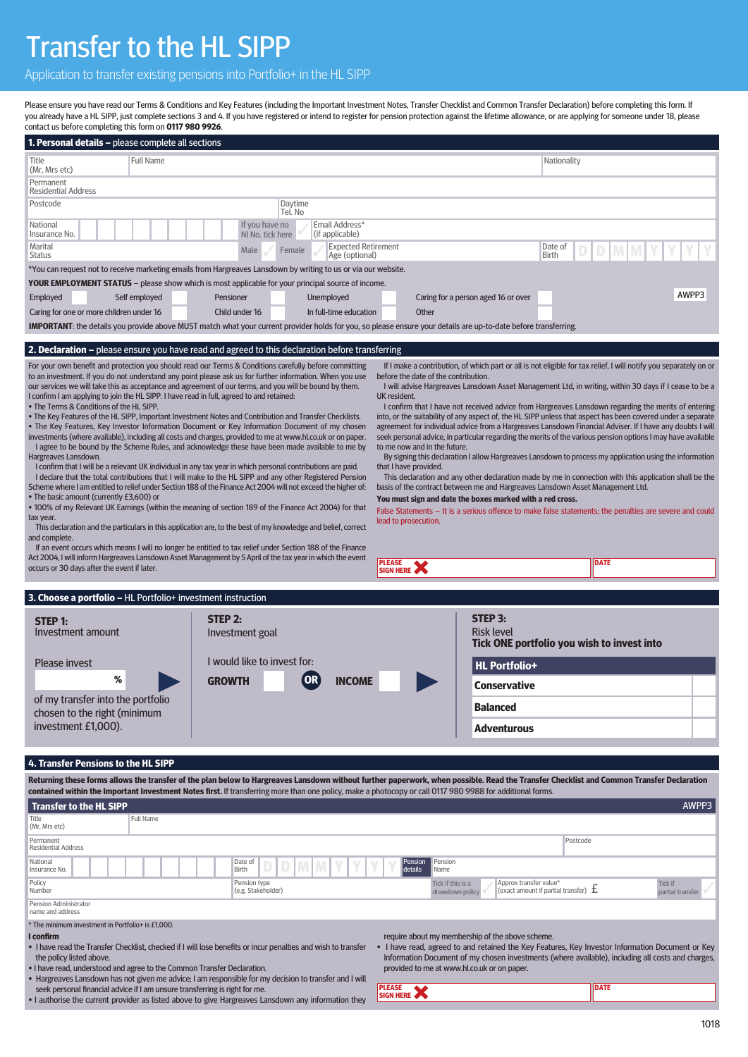# Transfer to the HL SIPP

Application to transfer existing pensions into Portfolio+ in the HL SIPP

Please ensure you have read our Terms & Conditions and Key Features (including the Important Investment Notes, Transfer Checklist and Common Transfer Declaration) before completing this form. If you already have a HL SIPP, just complete sections 3 and 4. If you have registered or intend to register for pension protection against the lifetime allowance, or are applying for someone under 18, please contact us before completing this form on **0117 980 9926**.

## 1. Personal details – please complete all sections

| | | | |
|---|---|---|---|
| Title (Mr, Mrs etc) | Full Name | | Nationality |
| Permanent Residential Address | | | |
| Postcode | | Daytime Tel. No | |
| National Insurance No. | If you have no NI No. tick here | Email Address* (if applicable) | |
| Marital Status | Male / Female | Expected Retirement Age (optional) | Date of Birth D D M M Y Y Y Y |

*You can request not to receive marketing emails from Hargreaves Lansdown by writing to us or via our website.

**YOUR EMPLOYMENT STATUS** – please show which is most applicable for your principal source of income.

| | | | | |
|---|---|---|---|---|
| Employed | Self employed | Pensioner | Unemployed | Caring for a person aged 16 or over |
| Caring for one or more children under 16 | Child under 16 | In full-time education | Other | |

AWPP3

**IMPORTANT**: the details you provide above MUST match what your current provider holds for you, so please ensure your details are up-to-date before transferring.

## 2. Declaration – please ensure you have read and agreed to this declaration before transferring

For your own benefit and protection you should read our Terms & Conditions carefully before committing to an investment. If you do not understand any point please ask us for further information. When you use our services we will take this as acceptance and agreement of our terms, and you will be bound by them.

I confirm I am applying to join the HL SIPP. I have read in full, agreed to and retained:

- The Terms & Conditions of the HL SIPP.
- The Key Features of the HL SIPP, Important Investment Notes and Contribution and Transfer Checklists.
- The Key Features, Key Investor Information Document or Key Information Document of my chosen investments (where available), including all costs and charges, provided to me at www.hl.co.uk or on paper.

I agree to be bound by the Scheme Rules, and acknowledge these have been made available to me by Hargreaves Lansdown.

I confirm that I will be a relevant UK individual in any tax year in which personal contributions are paid.

I declare that the total contributions that I will make to the HL SIPP and any other Registered Pension Scheme where I am entitled to relief under Section 188 of the Finance Act 2004 will not exceed the higher of:

- The basic amount (currently £3,600) or
- 100% of my Relevant UK Earnings (within the meaning of section 189 of the Finance Act 2004) for that tax year.

This declaration and the particulars in this application are, to the best of my knowledge and belief, correct and complete.

If an event occurs which means I will no longer be entitled to tax relief under Section 188 of the Finance Act 2004, I will inform Hargreaves Lansdown Asset Management by 5 April of the tax year in which the event occurs or 30 days after the event if later.

If I make a contribution, of which part or all is not eligible for tax relief, I will notify you separately on or before the date of the contribution.

I will advise Hargreaves Lansdown Asset Management Ltd, in writing, within 30 days if I cease to be a UK resident.

I confirm that I have not received advice from Hargreaves Lansdown regarding the merits of entering into, or the suitability of any aspect of, the HL SIPP unless that aspect has been covered under a separate agreement for individual advice from a Hargreaves Lansdown Financial Adviser. If I have any doubts I will seek personal advice, in particular regarding the merits of the various pension options I may have available to me now and in the future.

By signing this declaration I allow Hargreaves Lansdown to process my application using the information that I have provided.

This declaration and any other declaration made by me in connection with this application shall be the basis of the contract between me and Hargreaves Lansdown Asset Management Ltd.

**You must sign and date the boxes marked with a red cross.**

False Statements – It is a serious offence to make false statements; the penalties are severe and could lead to prosecution.

PLEASE SIGN HERE ✗ | DATE

## 3. Choose a portfolio – HL Portfolio+ investment instruction

**STEP 1:** Investment amount

Please invest ____ % of my transfer into the portfolio chosen to the right (minimum investment £1,000).

**STEP 2:** Investment goal

I would like to invest for: **GROWTH** OR **INCOME**

**STEP 3:** Risk level
**Tick ONE portfolio you wish to invest into**

| HL Portfolio+ | |
|---|---|
| Conservative | |
| Balanced | |
| Adventurous | |

## 4. Transfer Pensions to the HL SIPP

**Returning these forms allows the transfer of the plan below to Hargreaves Lansdown without further paperwork, when possible. Read the Transfer Checklist and Common Transfer Declaration contained within the Important Investment Notes first.** If transferring more than one policy, make a photocopy or call 0117 980 9988 for additional forms.

### Transfer to the HL SIPP

AWPP3

| | | | | |
|---|---|---|---|---|
| Title (Mr, Mrs etc) | Full Name | | | |
| Permanent Residential Address | | | Postcode | |
| National Insurance No. | Date of Birth D D M M Y Y Y Y | Pension details | Pension Name | |
| Policy Number | Pension type (e.g. Stakeholder) | Tick if this is a drawdown policy | Approx transfer value* (exact amount if partial transfer) £ | Tick if partial transfer |
| Pension Administrator name and address | | | | |

\* The minimum investment in Portfolio+ is £1,000.

**I confirm**

- I have read the Transfer Checklist, checked if I will lose benefits or incur penalties and wish to transfer the policy listed above.
- I have read, understood and agree to the Common Transfer Declaration.
- Hargreaves Lansdown has not given me advice; I am responsible for my decision to transfer and I will seek personal financial advice if I am unsure transferring is right for me.
- I authorise the current provider as listed above to give Hargreaves Lansdown any information they require about my membership of the above scheme.
- I have read, agreed to and retained the Key Features, Key Investor Information Document or Key Information Document of my chosen investments (where available), including all costs and charges, provided to me at www.hl.co.uk or on paper.

PLEASE SIGN HERE ✗ | DATE

1018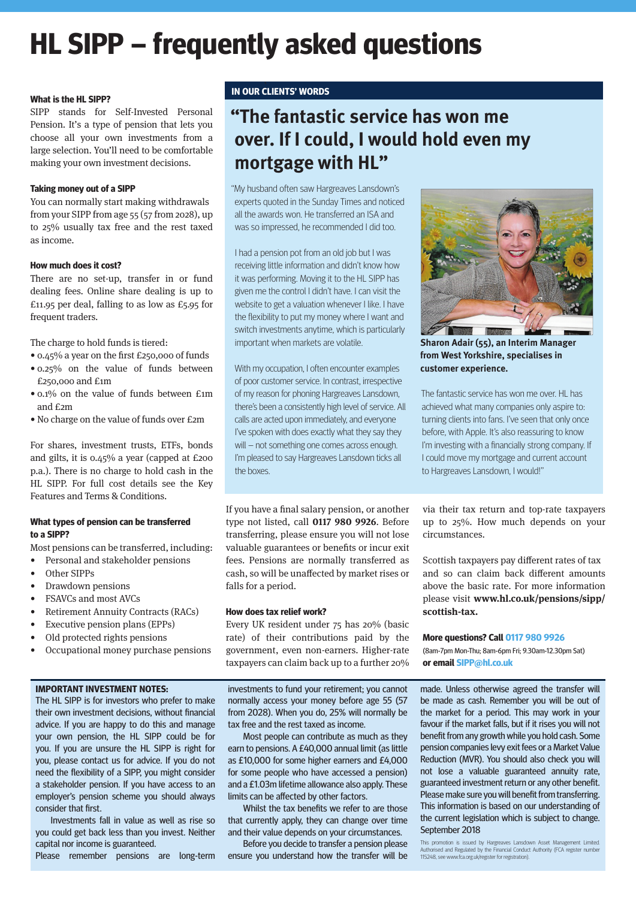# HL SIPP – frequently asked questions

**What is the HL SIPP?**

SIPP stands for Self-Invested Personal Pension. It's a type of pension that lets you choose all your own investments from a large selection. You'll need to be comfortable making your own investment decisions.

**Taking money out of a SIPP**

You can normally start making withdrawals from your SIPP from age 55 (57 from 2028), up to 25% usually tax free and the rest taxed as income.

**How much does it cost?**

There are no set-up, transfer in or fund dealing fees. Online share dealing is up to £11.95 per deal, falling to as low as £5.95 for frequent traders.

The charge to hold funds is tiered:

- 0.45% a year on the first £250,000 of funds
- 0.25% on the value of funds between £250,000 and £1m
- 0.1% on the value of funds between £1m and £2m
- No charge on the value of funds over £2m

For shares, investment trusts, ETFs, bonds and gilts, it is 0.45% a year (capped at £200 p.a.). There is no charge to hold cash in the HL SIPP. For full cost details see the Key Features and Terms & Conditions.

**What types of pension can be transferred to a SIPP?**

Most pensions can be transferred, including:

- Personal and stakeholder pensions
- Other SIPPs
- Drawdown pensions
- FSAVCs and most AVCs
- Retirement Annuity Contracts (RACs)
- Executive pension plans (EPPs)
- Old protected rights pensions
- Occupational money purchase pensions

If you have a final salary pension, or another type not listed, call **0117 980 9926**. Before transferring, please ensure you will not lose valuable guarantees or benefits or incur exit fees. Pensions are normally transferred as cash, so will be unaffected by market rises or falls for a period.

**How does tax relief work?**

Every UK resident under 75 has 20% (basic rate) of their contributions paid by the government, even non-earners. Higher-rate taxpayers can claim back up to a further 20% via their tax return and top-rate taxpayers up to 25%. How much depends on your circumstances.

Scottish taxpayers pay different rates of tax and so can claim back different amounts above the basic rate. For more information please visit **www.hl.co.uk/pensions/sipp/scottish-tax.**

**More questions? Call 0117 980 9926**
(8am-7pm Mon-Thu; 8am-6pm Fri; 9.30am-12.30pm Sat)
**or email SIPP@hl.co.uk**

## IN OUR CLIENTS' WORDS

### "The fantastic service has won me over. If I could, I would hold even my mortgage with HL"

"My husband often saw Hargreaves Lansdown's experts quoted in the Sunday Times and noticed all the awards won. He transferred an ISA and was so impressed, he recommended I did too.

I had a pension pot from an old job but I was receiving little information and didn't know how it was performing. Moving it to the HL SIPP has given me the control I didn't have. I can visit the website to get a valuation whenever I like. I have the flexibility to put my money where I want and switch investments anytime, which is particularly important when markets are volatile.

With my occupation, I often encounter examples of poor customer service. In contrast, irrespective of my reason for phoning Hargreaves Lansdown, there's been a consistently high level of service. All calls are acted upon immediately, and everyone I've spoken with does exactly what they say they will – not something one comes across enough. I'm pleased to say Hargreaves Lansdown ticks all the boxes.

**Sharon Adair (55), an Interim Manager from West Yorkshire, specialises in customer experience.**

The fantastic service has won me over. HL has achieved what many companies only aspire to: turning clients into fans. I've seen that only once before, with Apple. It's also reassuring to know I'm investing with a financially strong company. If I could move my mortgage and current account to Hargreaves Lansdown, I would!"

**IMPORTANT INVESTMENT NOTES:**

The HL SIPP is for investors who prefer to make their own investment decisions, without financial advice. If you are happy to do this and manage your own pension, the HL SIPP could be for you. If you are unsure the HL SIPP is right for you, please contact us for advice. If you do not need the flexibility of a SIPP, you might consider a stakeholder pension. If you have access to an employer's pension scheme you should always consider that first.

Investments fall in value as well as rise so you could get back less than you invest. Neither capital nor income is guaranteed.

Please remember pensions are long-term investments to fund your retirement; you cannot normally access your money before age 55 (57 from 2028). When you do, 25% will normally be tax free and the rest taxed as income.

Most people can contribute as much as they earn to pensions. A £40,000 annual limit (as little as £10,000 for some higher earners and £4,000 for some people who have accessed a pension) and a £1.03m lifetime allowance also apply. These limits can be affected by other factors.

Whilst the tax benefits we refer to are those that currently apply, they can change over time and their value depends on your circumstances.

Before you decide to transfer a pension please ensure you understand how the transfer will be made. Unless otherwise agreed the transfer will be made as cash. Remember you will be out of the market for a period. This may work in your favour if the market falls, but if it rises you will not benefit from any growth while you hold cash. Some pension companies levy exit fees or a Market Value Reduction (MVR). You should also check you will not lose a valuable guaranteed annuity rate, guaranteed investment return or any other benefit. Please make sure you will benefit from transferring. This information is based on our understanding of the current legislation which is subject to change. September 2018

This promotion is issued by Hargreaves Lansdown Asset Management Limited. Authorised and Regulated by the Financial Conduct Authority (FCA register number 115248, see www.fca.org.uk/register for registration).